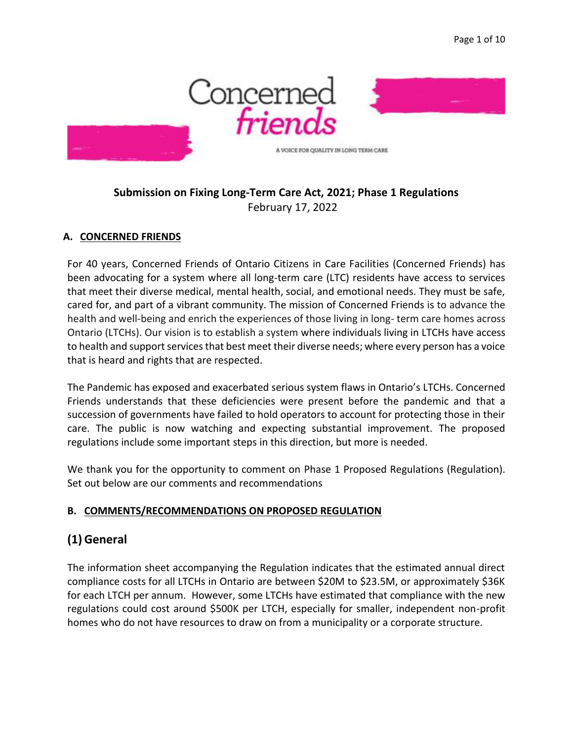Concerned *friends*

A VOICE FOR QUALITY IN LONG TERM CARE

**Submission on Fixing Long-Term Care Act, 2021; Phase 1 Regulations**
February 17, 2022

#### A. CONCERNED FRIENDS

For 40 years, Concerned Friends of Ontario Citizens in Care Facilities (Concerned Friends) has been advocating for a system where all long-term care (LTC) residents have access to services that meet their diverse medical, mental health, social, and emotional needs. They must be safe, cared for, and part of a vibrant community. The mission of Concerned Friends is to advance the health and well-being and enrich the experiences of those living in long- term care homes across Ontario (LTCHs). Our vision is to establish a system where individuals living in LTCHs have access to health and support services that best meet their diverse needs; where every person has a voice that is heard and rights that are respected.

The Pandemic has exposed and exacerbated serious system flaws in Ontario's LTCHs. Concerned Friends understands that these deficiencies were present before the pandemic and that a succession of governments have failed to hold operators to account for protecting those in their care. The public is now watching and expecting substantial improvement. The proposed regulations include some important steps in this direction, but more is needed.

We thank you for the opportunity to comment on Phase 1 Proposed Regulations (Regulation). Set out below are our comments and recommendations

#### B. COMMENTS/RECOMMENDATIONS ON PROPOSED REGULATION

## (1) General

The information sheet accompanying the Regulation indicates that the estimated annual direct compliance costs for all LTCHs in Ontario are between \$20M to \$23.5M, or approximately \$36K for each LTCH per annum. However, some LTCHs have estimated that compliance with the new regulations could cost around \$500K per LTCH, especially for smaller, independent non-profit homes who do not have resources to draw on from a municipality or a corporate structure.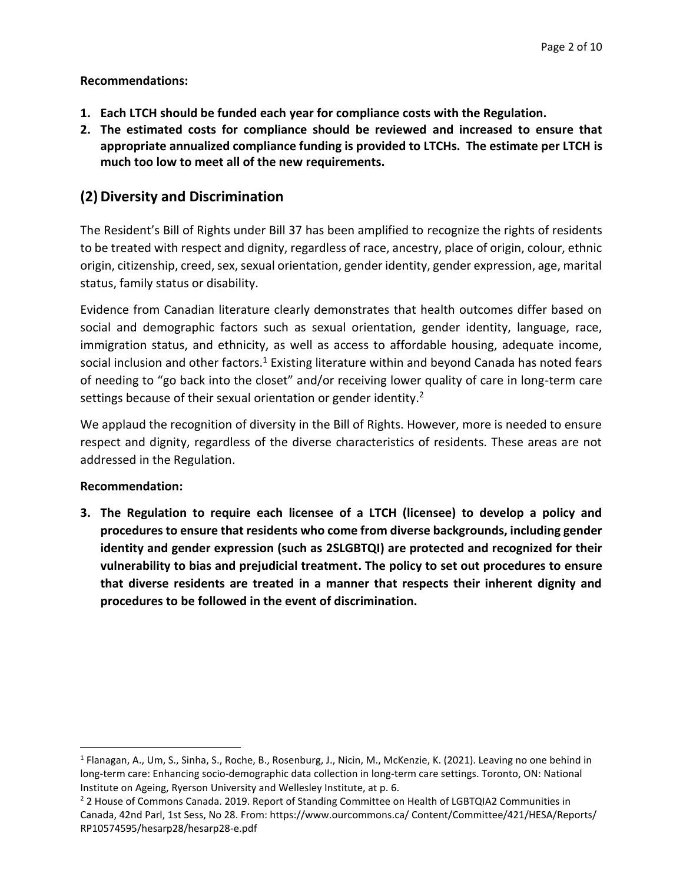**Recommendations:**

1. **Each LTCH should be funded each year for compliance costs with the Regulation.**
2. **The estimated costs for compliance should be reviewed and increased to ensure that appropriate annualized compliance funding is provided to LTCHs. The estimate per LTCH is much too low to meet all of the new requirements.**

## (2) Diversity and Discrimination

The Resident's Bill of Rights under Bill 37 has been amplified to recognize the rights of residents to be treated with respect and dignity, regardless of race, ancestry, place of origin, colour, ethnic origin, citizenship, creed, sex, sexual orientation, gender identity, gender expression, age, marital status, family status or disability.

Evidence from Canadian literature clearly demonstrates that health outcomes differ based on social and demographic factors such as sexual orientation, gender identity, language, race, immigration status, and ethnicity, as well as access to affordable housing, adequate income, social inclusion and other factors.[1] Existing literature within and beyond Canada has noted fears of needing to "go back into the closet" and/or receiving lower quality of care in long-term care settings because of their sexual orientation or gender identity.[2]

We applaud the recognition of diversity in the Bill of Rights. However, more is needed to ensure respect and dignity, regardless of the diverse characteristics of residents. These areas are not addressed in the Regulation.

**Recommendation:**

3. **The Regulation to require each licensee of a LTCH (licensee) to develop a policy and procedures to ensure that residents who come from diverse backgrounds, including gender identity and gender expression (such as 2SLGBTQI) are protected and recognized for their vulnerability to bias and prejudicial treatment. The policy to set out procedures to ensure that diverse residents are treated in a manner that respects their inherent dignity and procedures to be followed in the event of discrimination.**

---

[1] Flanagan, A., Um, S., Sinha, S., Roche, B., Rosenburg, J., Nicin, M., McKenzie, K. (2021). Leaving no one behind in long-term care: Enhancing socio-demographic data collection in long-term care settings. Toronto, ON: National Institute on Ageing, Ryerson University and Wellesley Institute, at p. 6.

[2] 2 House of Commons Canada. 2019. Report of Standing Committee on Health of LGBTQIA2 Communities in Canada, 42nd Parl, 1st Sess, No 28. From: https://www.ourcommons.ca/ Content/Committee/421/HESA/Reports/ RP10574595/hesarp28/hesarp28-e.pdf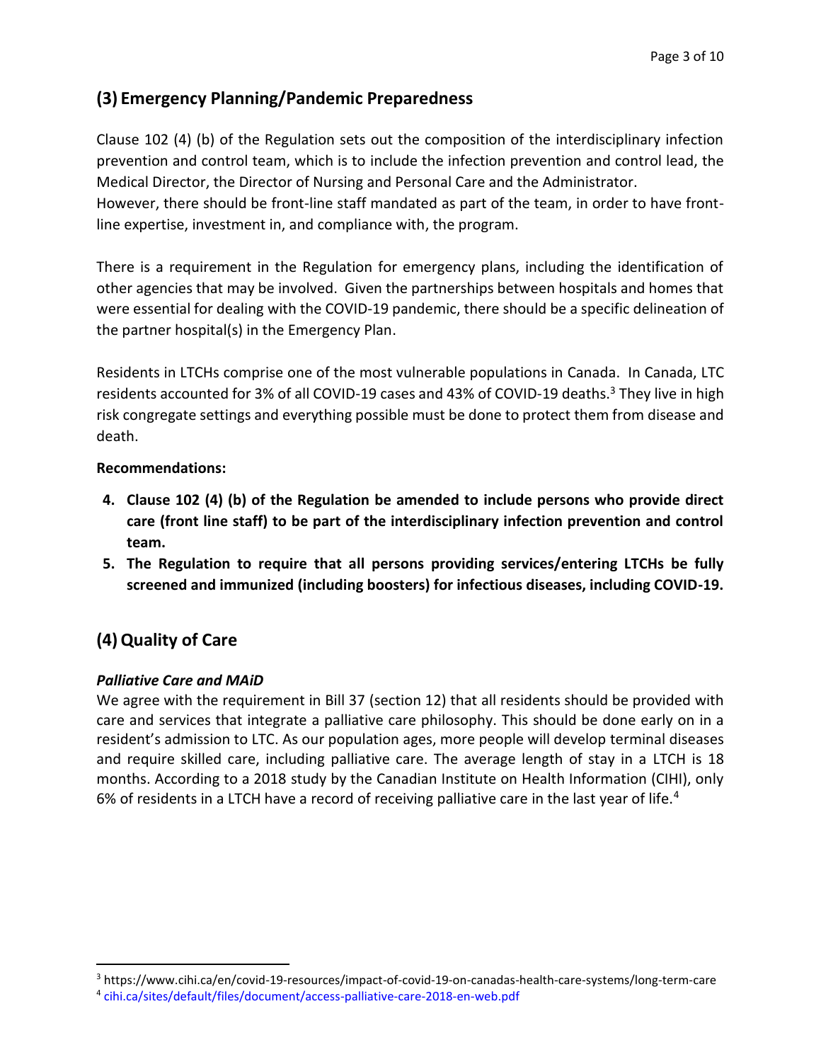## (3) Emergency Planning/Pandemic Preparedness

Clause 102 (4) (b) of the Regulation sets out the composition of the interdisciplinary infection prevention and control team, which is to include the infection prevention and control lead, the Medical Director, the Director of Nursing and Personal Care and the Administrator.
However, there should be front-line staff mandated as part of the team, in order to have front-line expertise, investment in, and compliance with, the program.

There is a requirement in the Regulation for emergency plans, including the identification of other agencies that may be involved. Given the partnerships between hospitals and homes that were essential for dealing with the COVID-19 pandemic, there should be a specific delineation of the partner hospital(s) in the Emergency Plan.

Residents in LTCHs comprise one of the most vulnerable populations in Canada. In Canada, LTC residents accounted for 3% of all COVID-19 cases and 43% of COVID-19 deaths.[3] They live in high risk congregate settings and everything possible must be done to protect them from disease and death.

**Recommendations:**

4. **Clause 102 (4) (b) of the Regulation be amended to include persons who provide direct care (front line staff) to be part of the interdisciplinary infection prevention and control team.**
5. **The Regulation to require that all persons providing services/entering LTCHs be fully screened and immunized (including boosters) for infectious diseases, including COVID-19.**

## (4) Quality of Care

***Palliative Care and MAiD***

We agree with the requirement in Bill 37 (section 12) that all residents should be provided with care and services that integrate a palliative care philosophy. This should be done early on in a resident's admission to LTC. As our population ages, more people will develop terminal diseases and require skilled care, including palliative care. The average length of stay in a LTCH is 18 months. According to a 2018 study by the Canadian Institute on Health Information (CIHI), only 6% of residents in a LTCH have a record of receiving palliative care in the last year of life.[4]

---

[3] https://www.cihi.ca/en/covid-19-resources/impact-of-covid-19-on-canadas-health-care-systems/long-term-care

[4] cihi.ca/sites/default/files/document/access-palliative-care-2018-en-web.pdf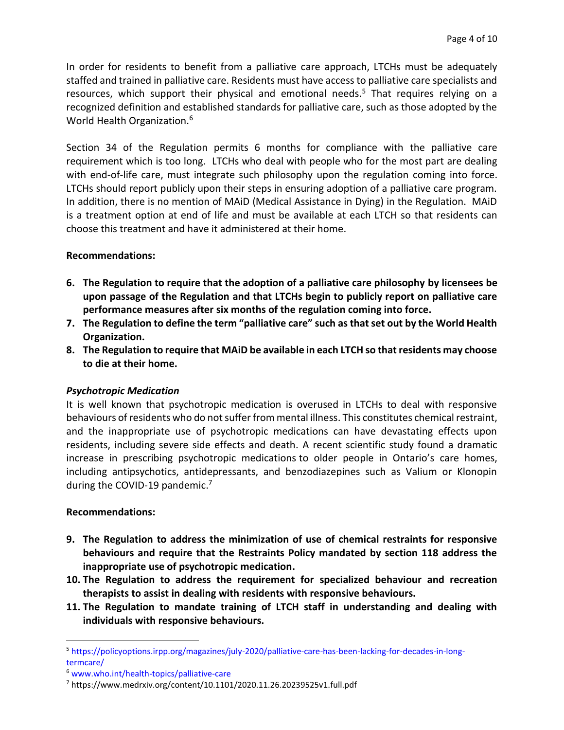In order for residents to benefit from a palliative care approach, LTCHs must be adequately staffed and trained in palliative care. Residents must have access to palliative care specialists and resources, which support their physical and emotional needs.[5] That requires relying on a recognized definition and established standards for palliative care, such as those adopted by the World Health Organization.[6]

Section 34 of the Regulation permits 6 months for compliance with the palliative care requirement which is too long. LTCHs who deal with people who for the most part are dealing with end-of-life care, must integrate such philosophy upon the regulation coming into force. LTCHs should report publicly upon their steps in ensuring adoption of a palliative care program. In addition, there is no mention of MAiD (Medical Assistance in Dying) in the Regulation. MAiD is a treatment option at end of life and must be available at each LTCH so that residents can choose this treatment and have it administered at their home.

**Recommendations:**

6. **The Regulation to require that the adoption of a palliative care philosophy by licensees be upon passage of the Regulation and that LTCHs begin to publicly report on palliative care performance measures after six months of the regulation coming into force.**
7. **The Regulation to define the term "palliative care" such as that set out by the World Health Organization.**
8. **The Regulation to require that MAiD be available in each LTCH so that residents may choose to die at their home.**

***Psychotropic Medication***

It is well known that psychotropic medication is overused in LTCHs to deal with responsive behaviours of residents who do not suffer from mental illness. This constitutes chemical restraint, and the inappropriate use of psychotropic medications can have devastating effects upon residents, including severe side effects and death. A recent scientific study found a dramatic increase in prescribing psychotropic medications to older people in Ontario's care homes, including antipsychotics, antidepressants, and benzodiazepines such as Valium or Klonopin during the COVID-19 pandemic.[7]

**Recommendations:**

9. **The Regulation to address the minimization of use of chemical restraints for responsive behaviours and require that the Restraints Policy mandated by section 118 address the inappropriate use of psychotropic medication.**
10. **The Regulation to address the requirement for specialized behaviour and recreation therapists to assist in dealing with residents with responsive behaviours.**
11. **The Regulation to mandate training of LTCH staff in understanding and dealing with individuals with responsive behaviours.**

---

[5] https://policyoptions.irpp.org/magazines/july-2020/palliative-care-has-been-lacking-for-decades-in-long-termcare/

[6] www.who.int/health-topics/palliative-care

[7] https://www.medrxiv.org/content/10.1101/2020.11.26.20239525v1.full.pdf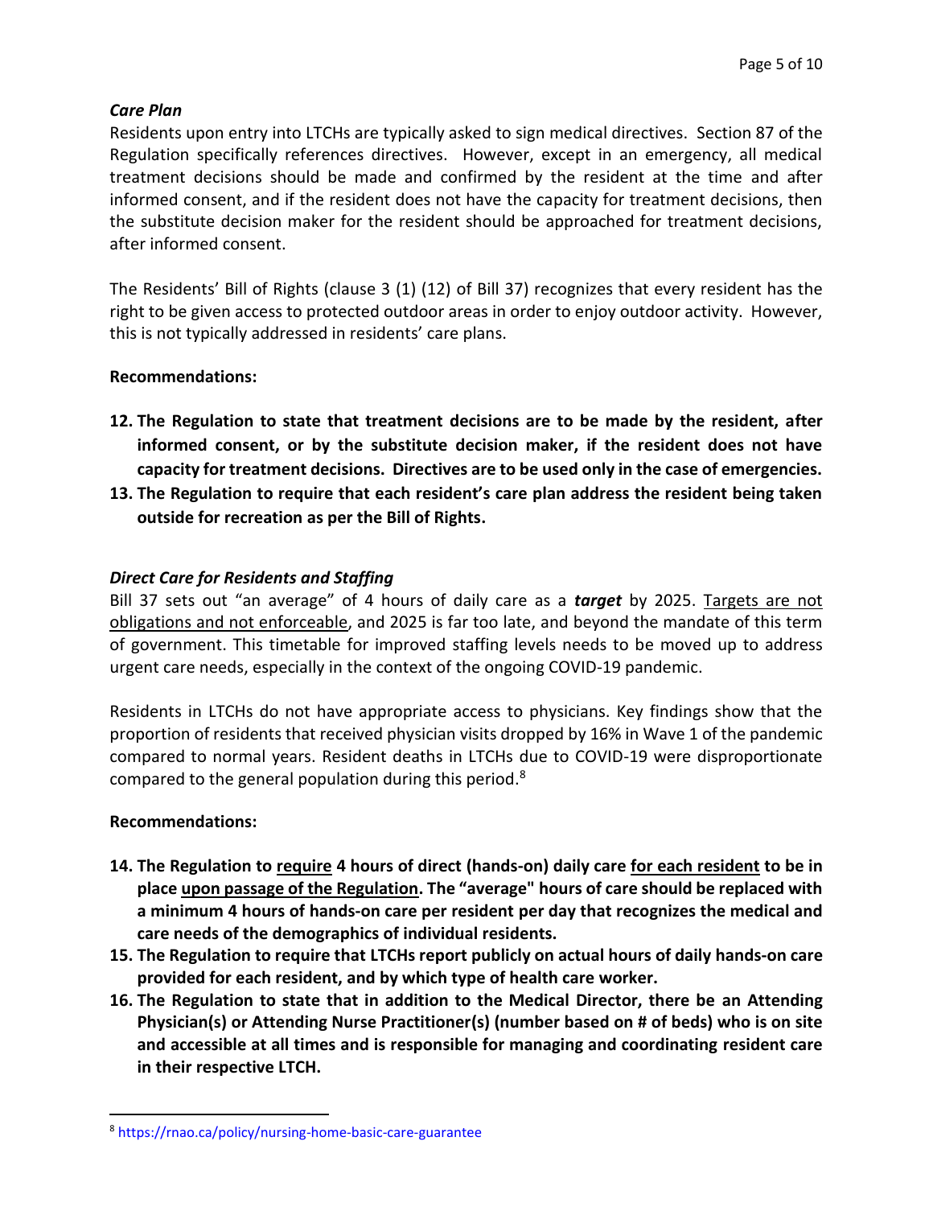### *Care Plan*

Residents upon entry into LTCHs are typically asked to sign medical directives. Section 87 of the Regulation specifically references directives. However, except in an emergency, all medical treatment decisions should be made and confirmed by the resident at the time and after informed consent, and if the resident does not have the capacity for treatment decisions, then the substitute decision maker for the resident should be approached for treatment decisions, after informed consent.

The Residents' Bill of Rights (clause 3 (1) (12) of Bill 37) recognizes that every resident has the right to be given access to protected outdoor areas in order to enjoy outdoor activity. However, this is not typically addressed in residents' care plans.

**Recommendations:**

12. **The Regulation to state that treatment decisions are to be made by the resident, after informed consent, or by the substitute decision maker, if the resident does not have capacity for treatment decisions. Directives are to be used only in the case of emergencies.**
13. **The Regulation to require that each resident's care plan address the resident being taken outside for recreation as per the Bill of Rights.**

### *Direct Care for Residents and Staffing*

Bill 37 sets out "an average" of 4 hours of daily care as a ***target*** by 2025. <u>Targets are not obligations and not enforceable</u>, and 2025 is far too late, and beyond the mandate of this term of government. This timetable for improved staffing levels needs to be moved up to address urgent care needs, especially in the context of the ongoing COVID-19 pandemic.

Residents in LTCHs do not have appropriate access to physicians. Key findings show that the proportion of residents that received physician visits dropped by 16% in Wave 1 of the pandemic compared to normal years. Resident deaths in LTCHs due to COVID-19 were disproportionate compared to the general population during this period.[8]

**Recommendations:**

14. **The Regulation to <u>require</u> 4 hours of direct (hands-on) daily care <u>for each resident</u> to be in place <u>upon passage of the Regulation</u>. The "average" hours of care should be replaced with a minimum 4 hours of hands-on care per resident per day that recognizes the medical and care needs of the demographics of individual residents.**
15. **The Regulation to require that LTCHs report publicly on actual hours of daily hands-on care provided for each resident, and by which type of health care worker.**
16. **The Regulation to state that in addition to the Medical Director, there be an Attending Physician(s) or Attending Nurse Practitioner(s) (number based on # of beds) who is on site and accessible at all times and is responsible for managing and coordinating resident care in their respective LTCH.**

---

[8] https://rnao.ca/policy/nursing-home-basic-care-guarantee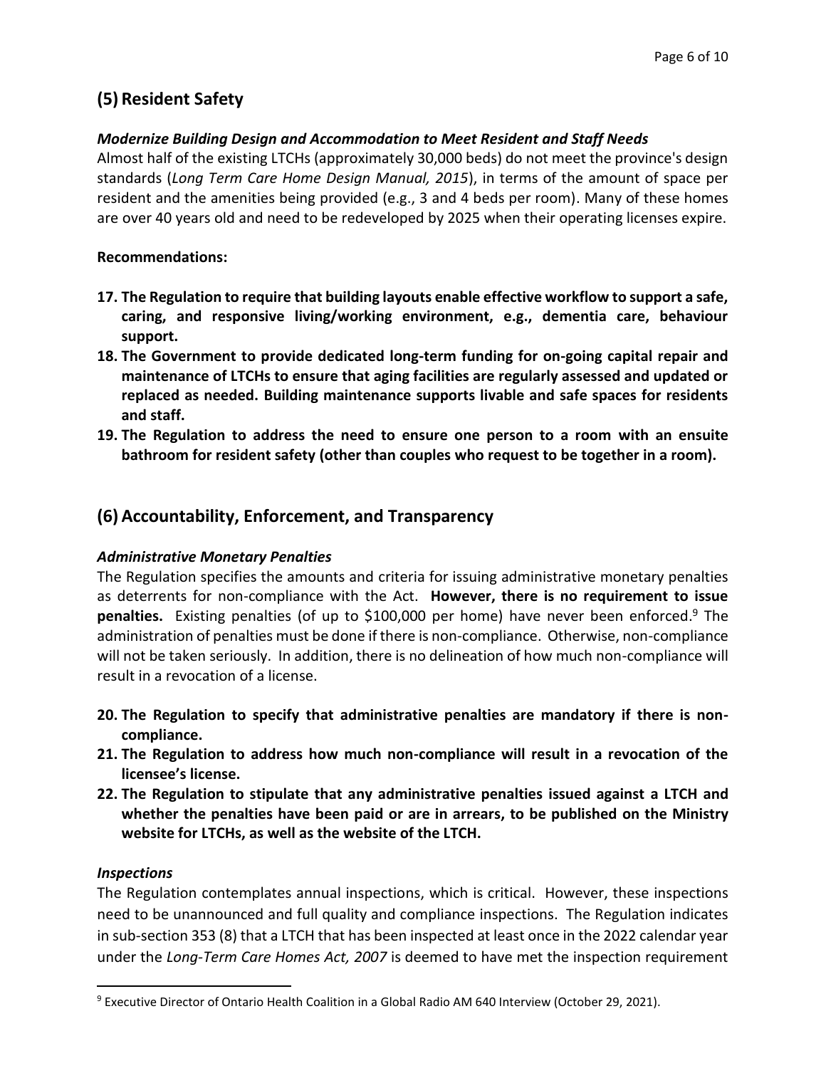## (5) Resident Safety

### *Modernize Building Design and Accommodation to Meet Resident and Staff Needs*

Almost half of the existing LTCHs (approximately 30,000 beds) do not meet the province's design standards (*Long Term Care Home Design Manual, 2015*), in terms of the amount of space per resident and the amenities being provided (e.g., 3 and 4 beds per room). Many of these homes are over 40 years old and need to be redeveloped by 2025 when their operating licenses expire.

**Recommendations:**

17. **The Regulation to require that building layouts enable effective workflow to support a safe, caring, and responsive living/working environment, e.g., dementia care, behaviour support.**
18. **The Government to provide dedicated long-term funding for on-going capital repair and maintenance of LTCHs to ensure that aging facilities are regularly assessed and updated or replaced as needed. Building maintenance supports livable and safe spaces for residents and staff.**
19. **The Regulation to address the need to ensure one person to a room with an ensuite bathroom for resident safety (other than couples who request to be together in a room).**

## (6) Accountability, Enforcement, and Transparency

### *Administrative Monetary Penalties*

The Regulation specifies the amounts and criteria for issuing administrative monetary penalties as deterrents for non-compliance with the Act. **However, there is no requirement to issue penalties.** Existing penalties (of up to $100,000 per home) have never been enforced.[9] The administration of penalties must be done if there is non-compliance. Otherwise, non-compliance will not be taken seriously. In addition, there is no delineation of how much non-compliance will result in a revocation of a license.

20. **The Regulation to specify that administrative penalties are mandatory if there is non-compliance.**
21. **The Regulation to address how much non-compliance will result in a revocation of the licensee's license.**
22. **The Regulation to stipulate that any administrative penalties issued against a LTCH and whether the penalties have been paid or are in arrears, to be published on the Ministry website for LTCHs, as well as the website of the LTCH.**

### *Inspections*

The Regulation contemplates annual inspections, which is critical. However, these inspections need to be unannounced and full quality and compliance inspections. The Regulation indicates in sub-section 353 (8) that a LTCH that has been inspected at least once in the 2022 calendar year under the *Long-Term Care Homes Act, 2007* is deemed to have met the inspection requirement

[9] Executive Director of Ontario Health Coalition in a Global Radio AM 640 Interview (October 29, 2021).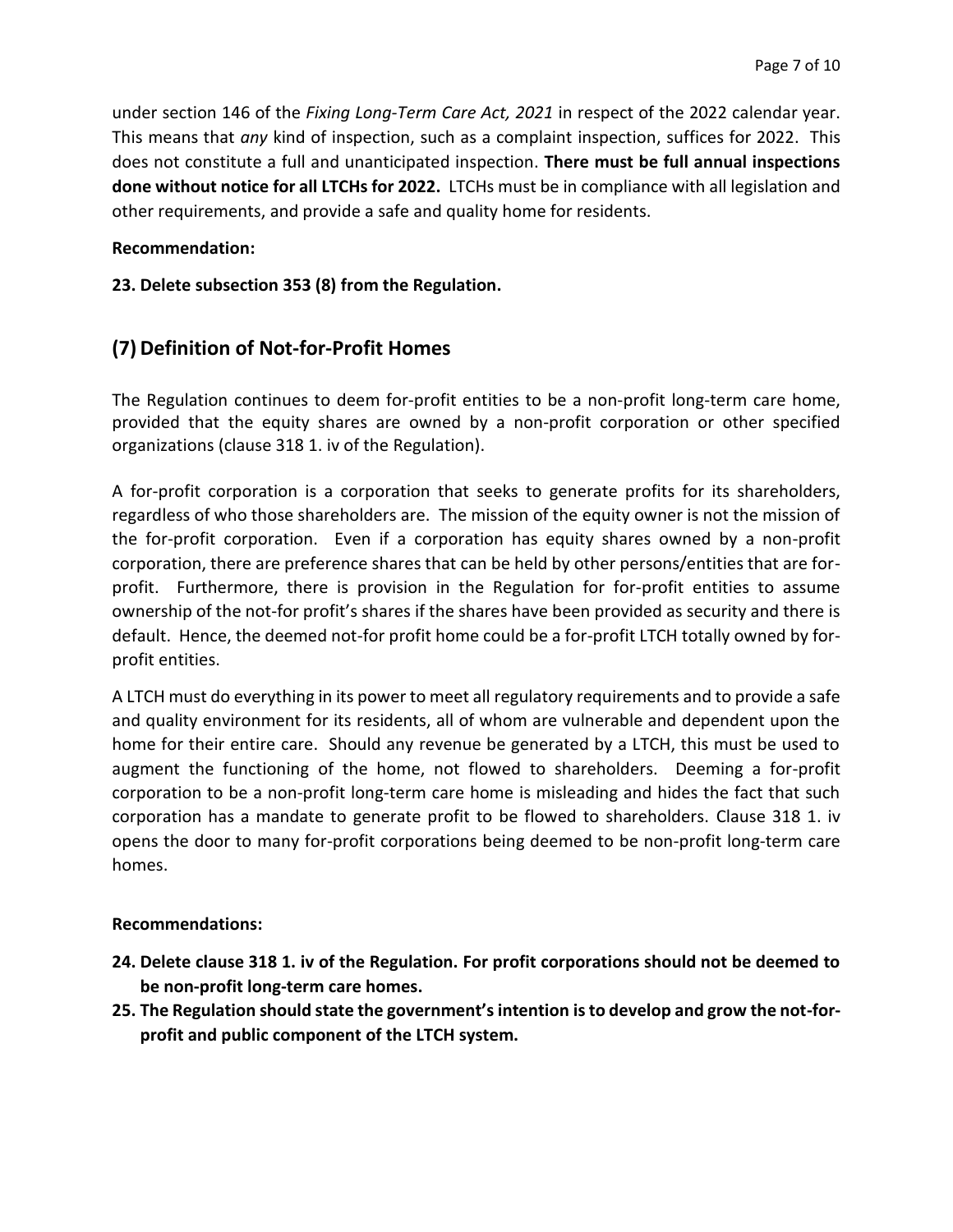under section 146 of the *Fixing Long-Term Care Act, 2021* in respect of the 2022 calendar year. This means that *any* kind of inspection, such as a complaint inspection, suffices for 2022. This does not constitute a full and unanticipated inspection. **There must be full annual inspections done without notice for all LTCHs for 2022.** LTCHs must be in compliance with all legislation and other requirements, and provide a safe and quality home for residents.

**Recommendation:**

**23. Delete subsection 353 (8) from the Regulation.**

## (7) Definition of Not-for-Profit Homes

The Regulation continues to deem for-profit entities to be a non-profit long-term care home, provided that the equity shares are owned by a non-profit corporation or other specified organizations (clause 318 1. iv of the Regulation).

A for-profit corporation is a corporation that seeks to generate profits for its shareholders, regardless of who those shareholders are. The mission of the equity owner is not the mission of the for-profit corporation. Even if a corporation has equity shares owned by a non-profit corporation, there are preference shares that can be held by other persons/entities that are for-profit. Furthermore, there is provision in the Regulation for for-profit entities to assume ownership of the not-for profit's shares if the shares have been provided as security and there is default. Hence, the deemed not-for profit home could be a for-profit LTCH totally owned by for-profit entities.

A LTCH must do everything in its power to meet all regulatory requirements and to provide a safe and quality environment for its residents, all of whom are vulnerable and dependent upon the home for their entire care. Should any revenue be generated by a LTCH, this must be used to augment the functioning of the home, not flowed to shareholders. Deeming a for-profit corporation to be a non-profit long-term care home is misleading and hides the fact that such corporation has a mandate to generate profit to be flowed to shareholders. Clause 318 1. iv opens the door to many for-profit corporations being deemed to be non-profit long-term care homes.

**Recommendations:**

24. **Delete clause 318 1. iv of the Regulation. For profit corporations should not be deemed to be non-profit long-term care homes.**
25. **The Regulation should state the government's intention is to develop and grow the not-for-profit and public component of the LTCH system.**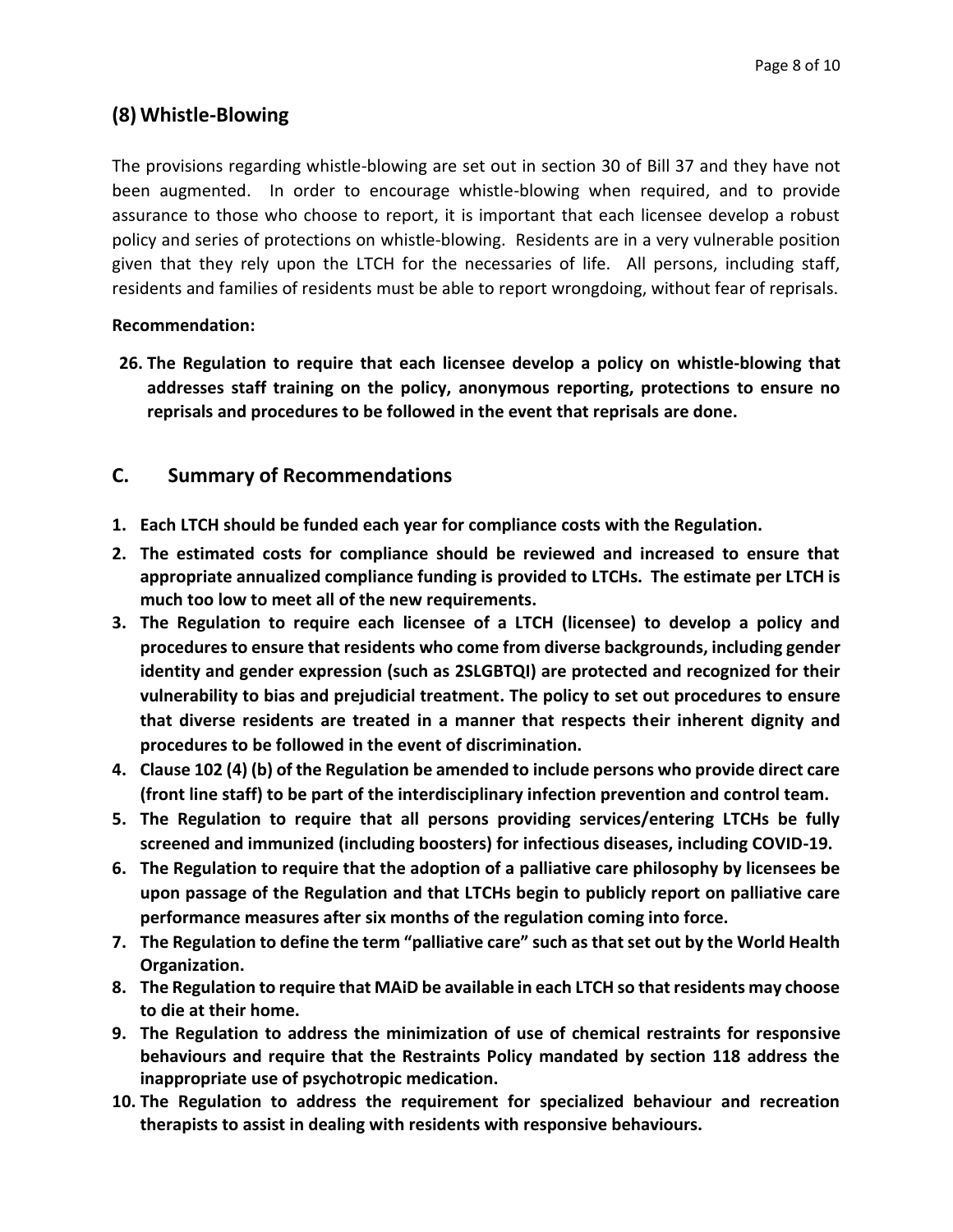## (8) Whistle-Blowing

The provisions regarding whistle-blowing are set out in section 30 of Bill 37 and they have not been augmented. In order to encourage whistle-blowing when required, and to provide assurance to those who choose to report, it is important that each licensee develop a robust policy and series of protections on whistle-blowing. Residents are in a very vulnerable position given that they rely upon the LTCH for the necessaries of life. All persons, including staff, residents and families of residents must be able to report wrongdoing, without fear of reprisals.

**Recommendation:**

26. **The Regulation to require that each licensee develop a policy on whistle-blowing that addresses staff training on the policy, anonymous reporting, protections to ensure no reprisals and procedures to be followed in the event that reprisals are done.**

## C. Summary of Recommendations

1. **Each LTCH should be funded each year for compliance costs with the Regulation.**
2. **The estimated costs for compliance should be reviewed and increased to ensure that appropriate annualized compliance funding is provided to LTCHs. The estimate per LTCH is much too low to meet all of the new requirements.**
3. **The Regulation to require each licensee of a LTCH (licensee) to develop a policy and procedures to ensure that residents who come from diverse backgrounds, including gender identity and gender expression (such as 2SLGBTQI) are protected and recognized for their vulnerability to bias and prejudicial treatment. The policy to set out procedures to ensure that diverse residents are treated in a manner that respects their inherent dignity and procedures to be followed in the event of discrimination.**
4. **Clause 102 (4) (b) of the Regulation be amended to include persons who provide direct care (front line staff) to be part of the interdisciplinary infection prevention and control team.**
5. **The Regulation to require that all persons providing services/entering LTCHs be fully screened and immunized (including boosters) for infectious diseases, including COVID-19.**
6. **The Regulation to require that the adoption of a palliative care philosophy by licensees be upon passage of the Regulation and that LTCHs begin to publicly report on palliative care performance measures after six months of the regulation coming into force.**
7. **The Regulation to define the term "palliative care" such as that set out by the World Health Organization.**
8. **The Regulation to require that MAiD be available in each LTCH so that residents may choose to die at their home.**
9. **The Regulation to address the minimization of use of chemical restraints for responsive behaviours and require that the Restraints Policy mandated by section 118 address the inappropriate use of psychotropic medication.**
10. **The Regulation to address the requirement for specialized behaviour and recreation therapists to assist in dealing with residents with responsive behaviours.**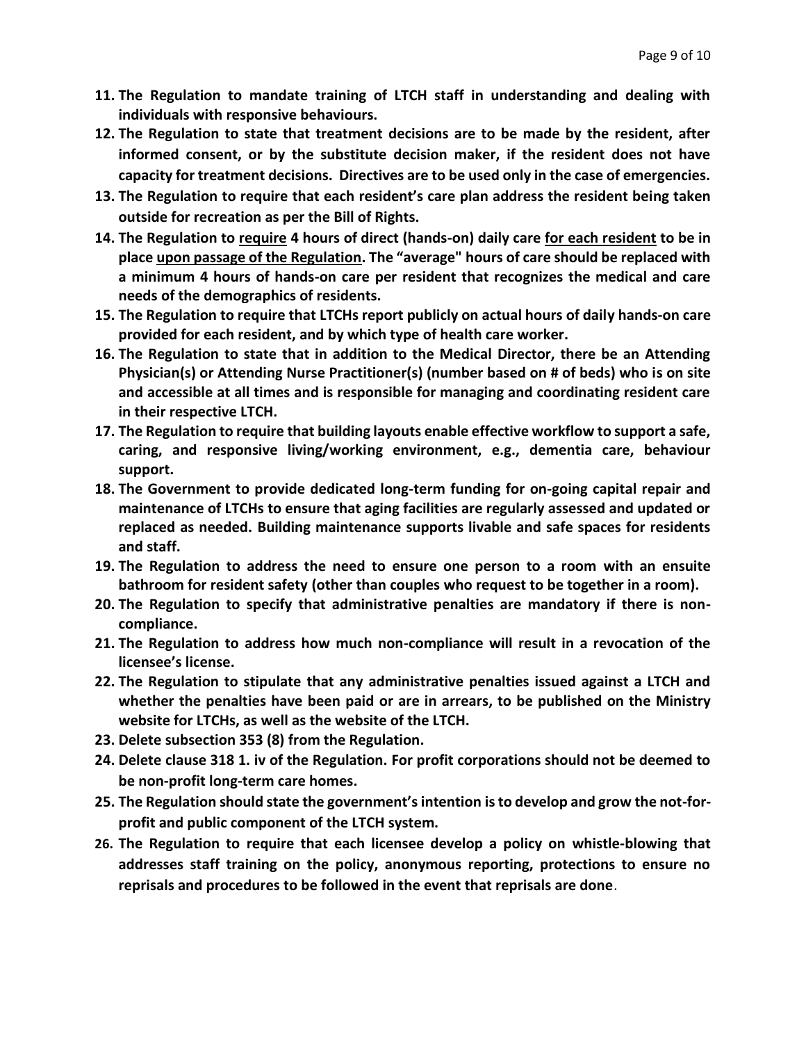11. **The Regulation to mandate training of LTCH staff in understanding and dealing with individuals with responsive behaviours.**
12. **The Regulation to state that treatment decisions are to be made by the resident, after informed consent, or by the substitute decision maker, if the resident does not have capacity for treatment decisions. Directives are to be used only in the case of emergencies.**
13. **The Regulation to require that each resident's care plan address the resident being taken outside for recreation as per the Bill of Rights.**
14. **The Regulation to <u>require</u> 4 hours of direct (hands-on) daily care <u>for each resident</u> to be in place <u>upon passage of the Regulation</u>. The "average" hours of care should be replaced with a minimum 4 hours of hands-on care per resident that recognizes the medical and care needs of the demographics of residents.**
15. **The Regulation to require that LTCHs report publicly on actual hours of daily hands-on care provided for each resident, and by which type of health care worker.**
16. **The Regulation to state that in addition to the Medical Director, there be an Attending Physician(s) or Attending Nurse Practitioner(s) (number based on # of beds) who is on site and accessible at all times and is responsible for managing and coordinating resident care in their respective LTCH.**
17. **The Regulation to require that building layouts enable effective workflow to support a safe, caring, and responsive living/working environment, e.g., dementia care, behaviour support.**
18. **The Government to provide dedicated long-term funding for on-going capital repair and maintenance of LTCHs to ensure that aging facilities are regularly assessed and updated or replaced as needed. Building maintenance supports livable and safe spaces for residents and staff.**
19. **The Regulation to address the need to ensure one person to a room with an ensuite bathroom for resident safety (other than couples who request to be together in a room).**
20. **The Regulation to specify that administrative penalties are mandatory if there is non-compliance.**
21. **The Regulation to address how much non-compliance will result in a revocation of the licensee's license.**
22. **The Regulation to stipulate that any administrative penalties issued against a LTCH and whether the penalties have been paid or are in arrears, to be published on the Ministry website for LTCHs, as well as the website of the LTCH.**
23. **Delete subsection 353 (8) from the Regulation.**
24. **Delete clause 318 1. iv of the Regulation. For profit corporations should not be deemed to be non-profit long-term care homes.**
25. **The Regulation should state the government's intention is to develop and grow the not-for-profit and public component of the LTCH system.**
26. **The Regulation to require that each licensee develop a policy on whistle-blowing that addresses staff training on the policy, anonymous reporting, protections to ensure no reprisals and procedures to be followed in the event that reprisals are done**.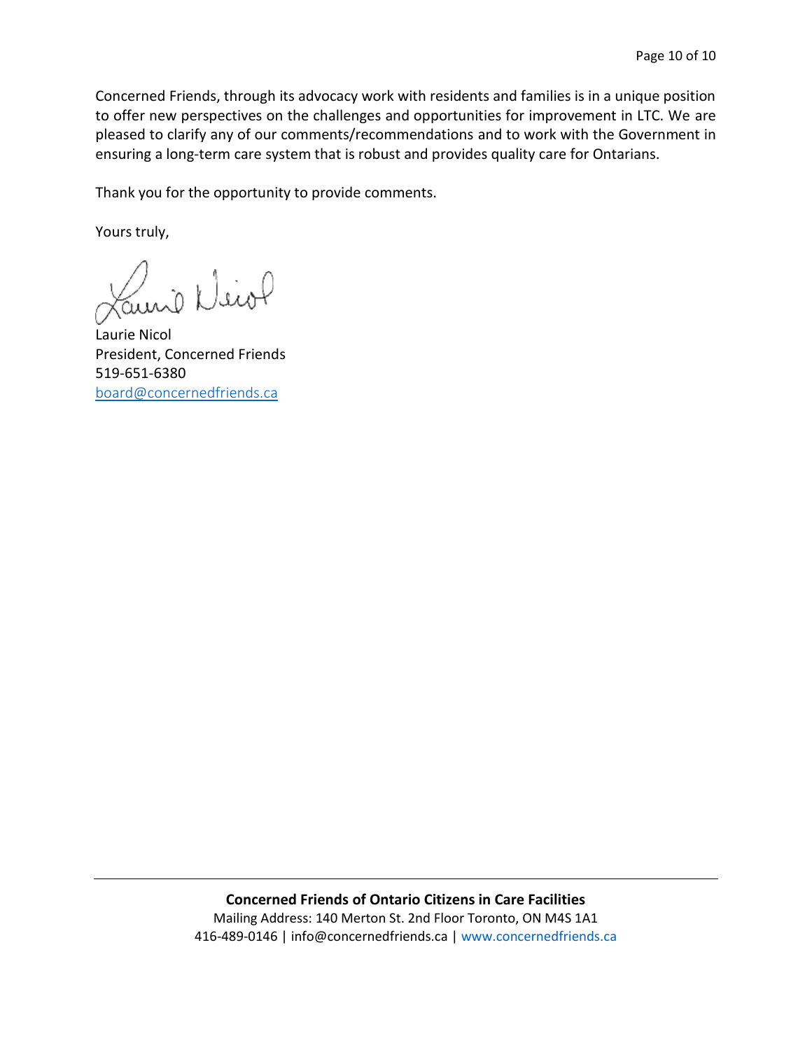Concerned Friends, through its advocacy work with residents and families is in a unique position to offer new perspectives on the challenges and opportunities for improvement in LTC. We are pleased to clarify any of our comments/recommendations and to work with the Government in ensuring a long-term care system that is robust and provides quality care for Ontarians.

Thank you for the opportunity to provide comments.

Yours truly,

Laurie Nicol
President, Concerned Friends
519-651-6380
board@concernedfriends.ca

**Concerned Friends of Ontario Citizens in Care Facilities**
Mailing Address: 140 Merton St. 2nd Floor Toronto, ON M4S 1A1
416-489-0146 | info@concernedfriends.ca | www.concernedfriends.ca